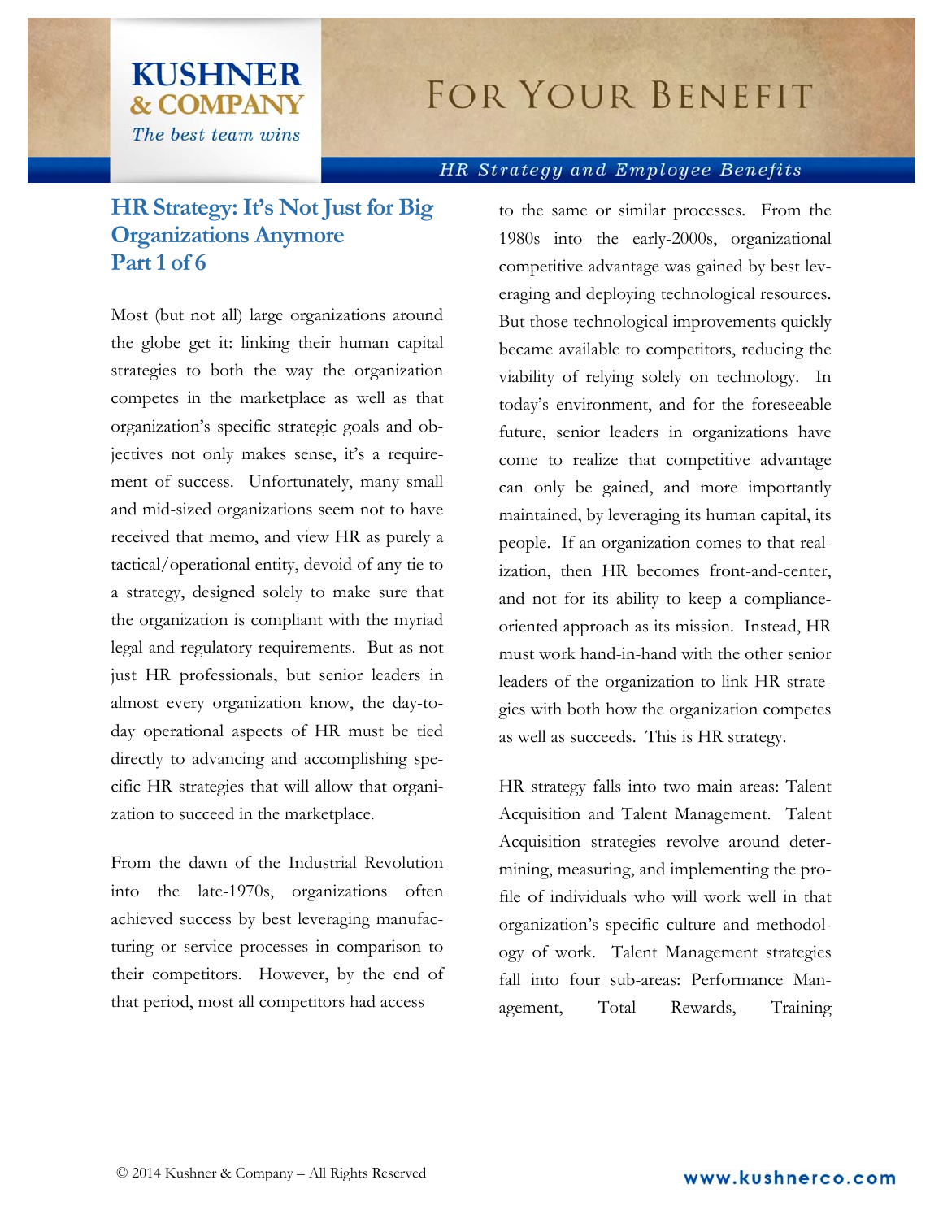# KUSHNER & COMPANY

*The best team wins*

# FOR YOUR BENEFIT

*HR Strategy and Employee Benefits*

## HR Strategy: It's Not Just for Big Organizations Anymore
## Part 1 of 6

Most (but not all) large organizations around the globe get it: linking their human capital strategies to both the way the organization competes in the marketplace as well as that organization's specific strategic goals and objectives not only makes sense, it's a requirement of success. Unfortunately, many small and mid-sized organizations seem not to have received that memo, and view HR as purely a tactical/operational entity, devoid of any tie to a strategy, designed solely to make sure that the organization is compliant with the myriad legal and regulatory requirements. But as not just HR professionals, but senior leaders in almost every organization know, the day-to-day operational aspects of HR must be tied directly to advancing and accomplishing specific HR strategies that will allow that organization to succeed in the marketplace.

From the dawn of the Industrial Revolution into the late-1970s, organizations often achieved success by best leveraging manufacturing or service processes in comparison to their competitors. However, by the end of that period, most all competitors had access to the same or similar processes. From the 1980s into the early-2000s, organizational competitive advantage was gained by best leveraging and deploying technological resources. But those technological improvements quickly became available to competitors, reducing the viability of relying solely on technology. In today's environment, and for the foreseeable future, senior leaders in organizations have come to realize that competitive advantage can only be gained, and more importantly maintained, by leveraging its human capital, its people. If an organization comes to that realization, then HR becomes front-and-center, and not for its ability to keep a compliance-oriented approach as its mission. Instead, HR must work hand-in-hand with the other senior leaders of the organization to link HR strategies with both how the organization competes as well as succeeds. This is HR strategy.

HR strategy falls into two main areas: Talent Acquisition and Talent Management. Talent Acquisition strategies revolve around determining, measuring, and implementing the profile of individuals who will work well in that organization's specific culture and methodology of work. Talent Management strategies fall into four sub-areas: Performance Management, Total Rewards, Training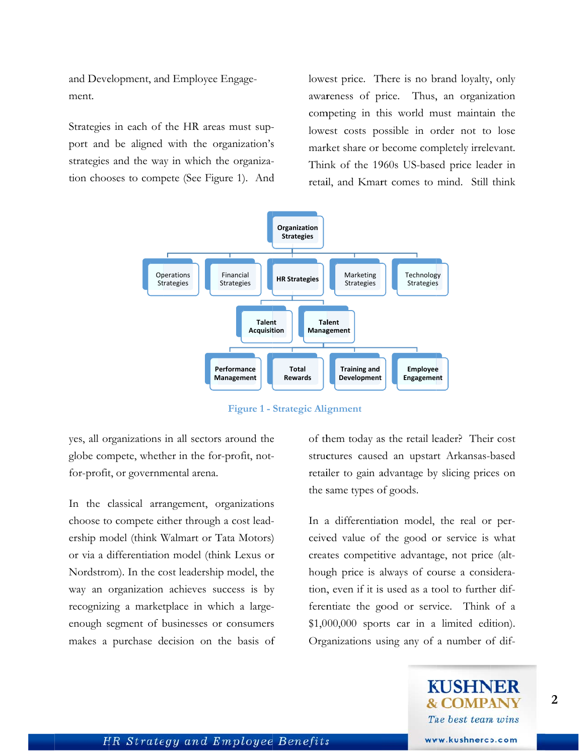and Development, and Employee Engagement.

Strategies in each of the HR areas must support and be aligned with the organization's strategies and the way in which the organization chooses to compete (See Figure 1). And yes, all organizations in all sectors around the globe compete, whether in the for-profit, not-for-profit, or governmental arena.

Figure 1 - Strategic Alignment

In the classical arrangement, organizations choose to compete either through a cost leadership model (think Walmart or Tata Motors) or via a differentiation model (think Lexus or Nordstrom). In the cost leadership model, the way an organization achieves success is by recognizing a marketplace in which a large-enough segment of businesses or consumers makes a purchase decision on the basis of lowest price. There is no brand loyalty, only awareness of price. Thus, an organization competing in this world must maintain the lowest costs possible in order not to lose market share or become completely irrelevant. Think of the 1960s US-based price leader in retail, and Kmart comes to mind. Still think of them today as the retail leader? Their cost structures caused an upstart Arkansas-based retailer to gain advantage by slicing prices on the same types of goods.

In a differentiation model, the real or perceived value of the good or service is what creates competitive advantage, not price (although price is always of course a consideration, even if it is used as a tool to further differentiate the good or service. Think of a $1,000,000 sports car in a limited edition). Organizations using any of a number of dif-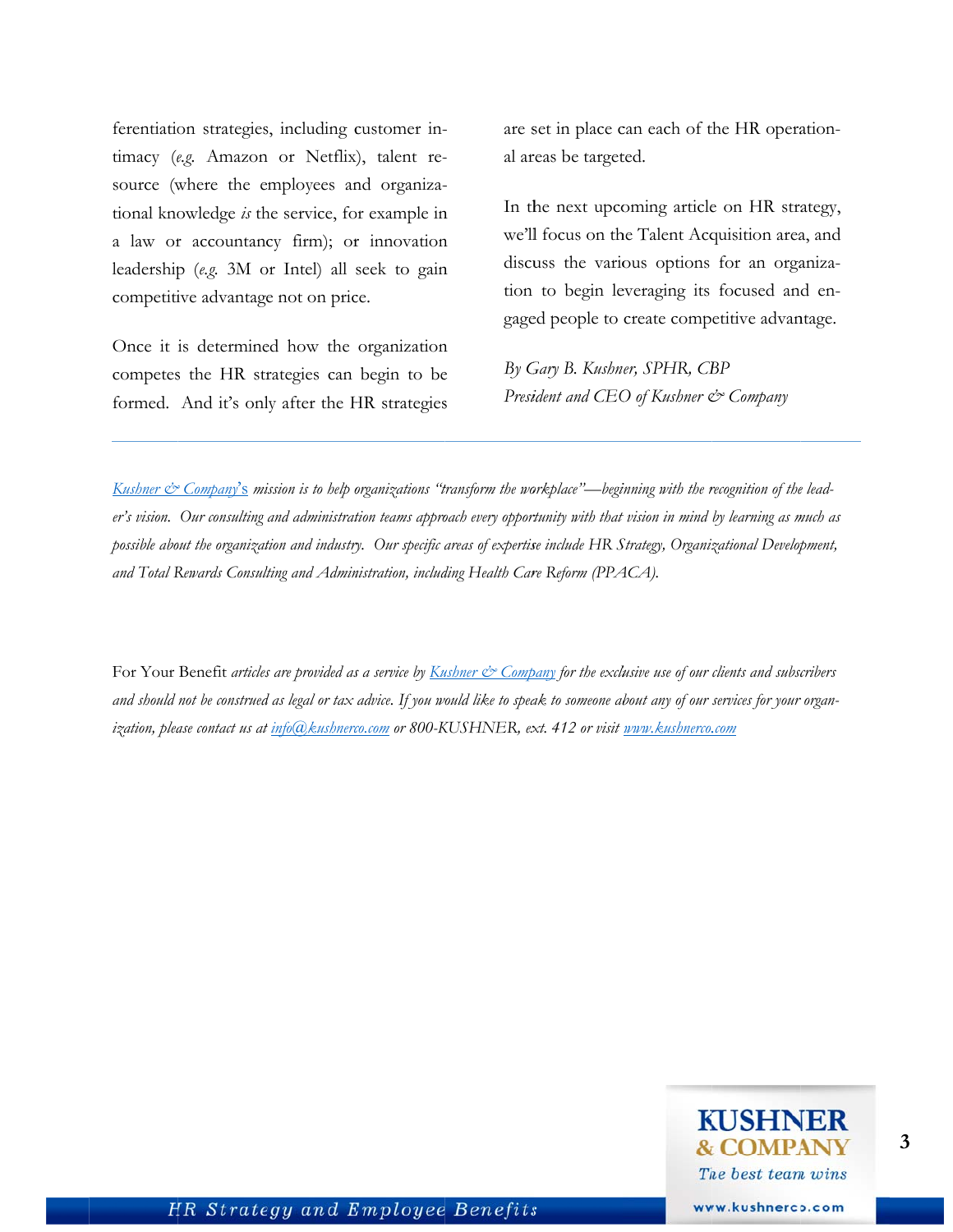ferentiation strategies, including customer intimacy (*e.g.* Amazon or Netflix), talent resource (where the employees and organizational knowledge *is* the service, for example in a law or accountancy firm); or innovation leadership (*e.g.* 3M or Intel) all seek to gain competitive advantage not on price.

Once it is determined how the organization competes the HR strategies can begin to be formed. And it's only after the HR strategies are set in place can each of the HR operational areas be targeted.

In the next upcoming article on HR strategy, we'll focus on the Talent Acquisition area, and discuss the various options for an organization to begin leveraging its focused and engaged people to create competitive advantage.

*By Gary B. Kushner, SPHR, CBP*
*President and CEO of Kushner & Company*

---

*Kushner & Company's mission is to help organizations "transform the workplace"—beginning with the recognition of the leader's vision. Our consulting and administration teams approach every opportunity with that vision in mind by learning as much as possible about the organization and industry. Our specific areas of expertise include HR Strategy, Organizational Development, and Total Rewards Consulting and Administration, including Health Care Reform (PPACA).*

For Your Benefit *articles are provided as a service by Kushner & Company for the exclusive use of our clients and subscribers and should not be construed as legal or tax advice. If you would like to speak to someone about any of our services for your organization, please contact us at info@kushnerco.com or 800-KUSHNER, ext. 412 or visit www.kushnerco.com*

KUSHNER & COMPANY
The best team wins
www.kushnerco.com